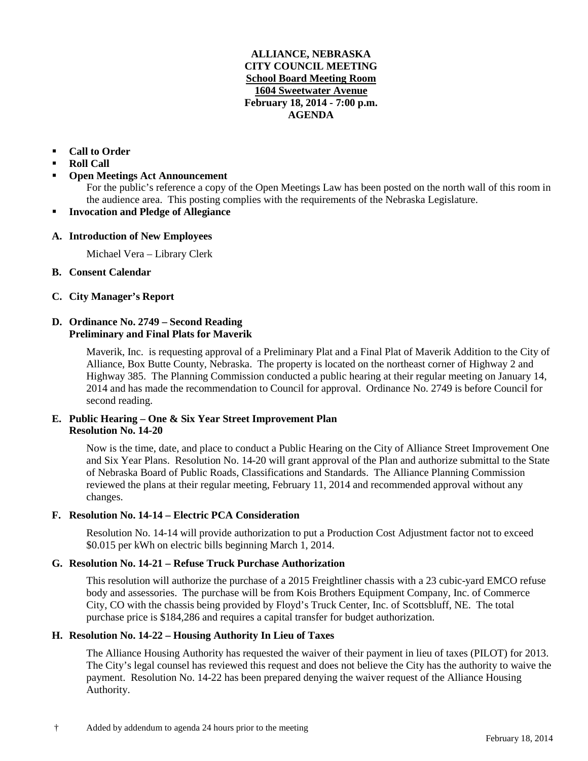# ALLIANCE, NEBRASKA
## CITY COUNCIL MEETING
**School Board Meeting Room**
**1604 Sweetwater Avenue**
**February 18, 2014 - 7:00 p.m.**
**AGENDA**

- **Call to Order**
- **Roll Call**
- **Open Meetings Act Announcement**
  For the public's reference a copy of the Open Meetings Law has been posted on the north wall of this room in the audience area. This posting complies with the requirements of the Nebraska Legislature.
- **Invocation and Pledge of Allegiance**

**A. Introduction of New Employees**

Michael Vera – Library Clerk

**B. Consent Calendar**

**C. City Manager's Report**

**D. Ordinance No. 2749 – Second Reading**
**Preliminary and Final Plats for Maverik**

Maverik, Inc. is requesting approval of a Preliminary Plat and a Final Plat of Maverik Addition to the City of Alliance, Box Butte County, Nebraska. The property is located on the northeast corner of Highway 2 and Highway 385. The Planning Commission conducted a public hearing at their regular meeting on January 14, 2014 and has made the recommendation to Council for approval. Ordinance No. 2749 is before Council for second reading.

**E. Public Hearing – One & Six Year Street Improvement Plan**
**Resolution No. 14-20**

Now is the time, date, and place to conduct a Public Hearing on the City of Alliance Street Improvement One and Six Year Plans. Resolution No. 14-20 will grant approval of the Plan and authorize submittal to the State of Nebraska Board of Public Roads, Classifications and Standards. The Alliance Planning Commission reviewed the plans at their regular meeting, February 11, 2014 and recommended approval without any changes.

**F. Resolution No. 14-14 – Electric PCA Consideration**

Resolution No. 14-14 will provide authorization to put a Production Cost Adjustment factor not to exceed $0.015 per kWh on electric bills beginning March 1, 2014.

**G. Resolution No. 14-21 – Refuse Truck Purchase Authorization**

This resolution will authorize the purchase of a 2015 Freightliner chassis with a 23 cubic-yard EMCO refuse body and assessories. The purchase will be from Kois Brothers Equipment Company, Inc. of Commerce City, CO with the chassis being provided by Floyd's Truck Center, Inc. of Scottsbluff, NE. The total purchase price is $184,286 and requires a capital transfer for budget authorization.

**H. Resolution No. 14-22 – Housing Authority In Lieu of Taxes**

The Alliance Housing Authority has requested the waiver of their payment in lieu of taxes (PILOT) for 2013. The City's legal counsel has reviewed this request and does not believe the City has the authority to waive the payment. Resolution No. 14-22 has been prepared denying the waiver request of the Alliance Housing Authority.

† Added by addendum to agenda 24 hours prior to the meeting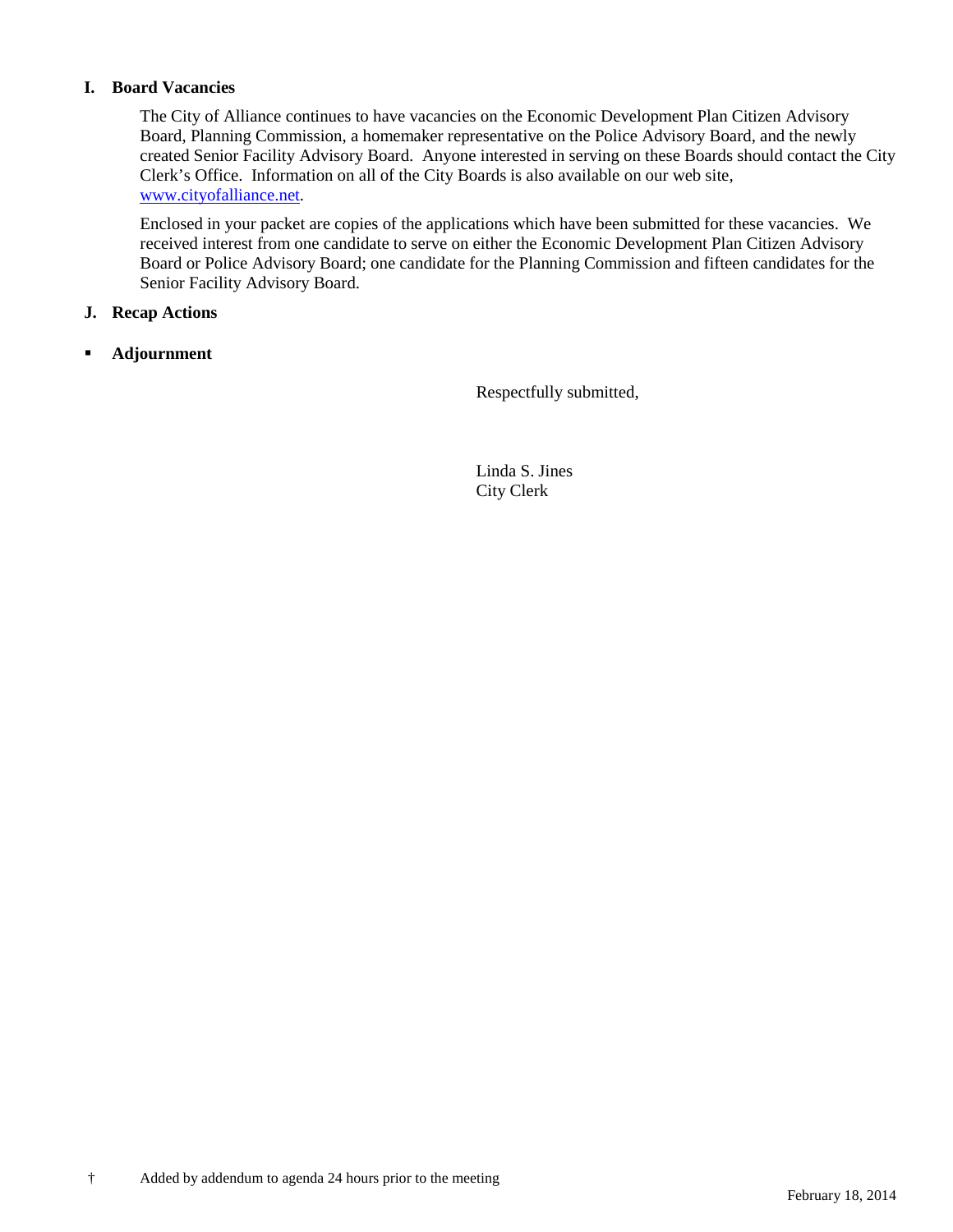**I. Board Vacancies**

The City of Alliance continues to have vacancies on the Economic Development Plan Citizen Advisory Board, Planning Commission, a homemaker representative on the Police Advisory Board, and the newly created Senior Facility Advisory Board. Anyone interested in serving on these Boards should contact the City Clerk's Office. Information on all of the City Boards is also available on our web site, www.cityofalliance.net.

Enclosed in your packet are copies of the applications which have been submitted for these vacancies. We received interest from one candidate to serve on either the Economic Development Plan Citizen Advisory Board or Police Advisory Board; one candidate for the Planning Commission and fifteen candidates for the Senior Facility Advisory Board.

**J. Recap Actions**

- **Adjournment**

Respectfully submitted,

Linda S. Jines
City Clerk

† Added by addendum to agenda 24 hours prior to the meeting

February 18, 2014